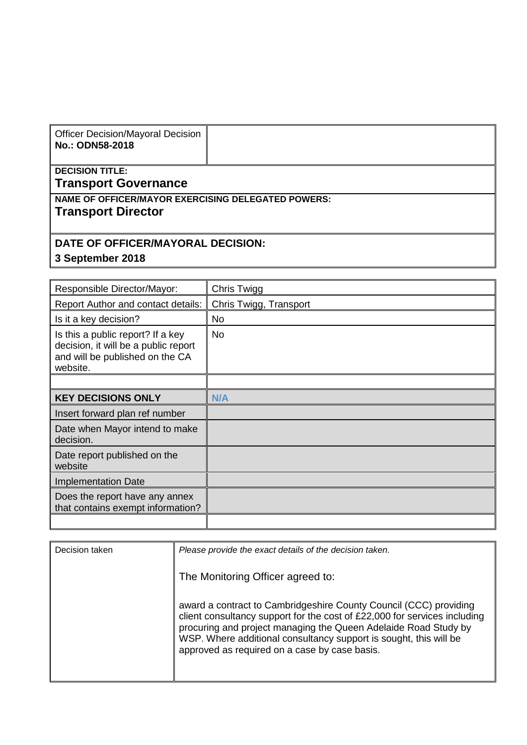| Officer Decision/Mayoral Decision **No.: ODN58-2018** | |
|---|---|
| **DECISION TITLE:** **Transport Governance** | |
| **NAME OF OFFICER/MAYOR EXERCISING DELEGATED POWERS:** **Transport Director** | |
| **DATE OF OFFICER/MAYORAL DECISION:** **3 September 2018** | |

| Responsible Director/Mayor: | Chris Twigg |
|---|---|
| Report Author and contact details: | Chris Twigg, Transport |
| Is it a key decision? | No |
| Is this a public report? If a key decision, it will be a public report and will be published on the CA website. | No |
| | |
| **KEY DECISIONS ONLY** | **N/A** |
| Insert forward plan ref number | |
| Date when Mayor intend to make decision. | |
| Date report published on the website | |
| Implementation Date | |
| Does the report have any annex that contains exempt information? | |
| | |

| Decision taken | *Please provide the exact details of the decision taken.*<br><br>The Monitoring Officer agreed to:<br><br>award a contract to Cambridgeshire County Council (CCC) providing client consultancy support for the cost of £22,000 for services including procuring and project managing the Queen Adelaide Road Study by WSP. Where additional consultancy support is sought, this will be approved as required on a case by case basis. |
|---|---|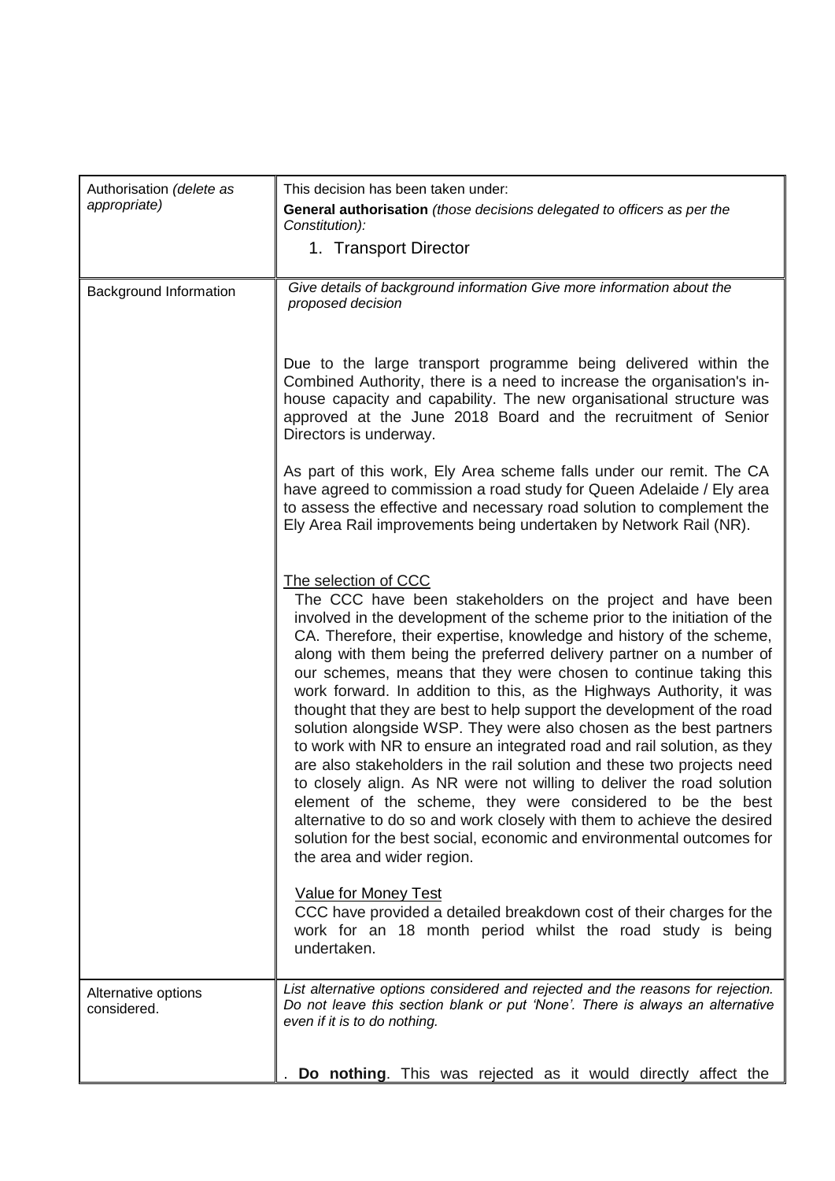| | |
|---|---|
| Authorisation *(delete as appropriate)* | This decision has been taken under:<br>**General authorisation** *(those decisions delegated to officers as per the Constitution):*<br>1. Transport Director |
| Background Information | *Give details of background information Give more information about the proposed decision*<br><br>Due to the large transport programme being delivered within the Combined Authority, there is a need to increase the organisation's in-house capacity and capability. The new organisational structure was approved at the June 2018 Board and the recruitment of Senior Directors is underway.<br><br>As part of this work, Ely Area scheme falls under our remit. The CA have agreed to commission a road study for Queen Adelaide / Ely area to assess the effective and necessary road solution to complement the Ely Area Rail improvements being undertaken by Network Rail (NR).<br><br><u>The selection of CCC</u><br>The CCC have been stakeholders on the project and have been involved in the development of the scheme prior to the initiation of the CA. Therefore, their expertise, knowledge and history of the scheme, along with them being the preferred delivery partner on a number of our schemes, means that they were chosen to continue taking this work forward. In addition to this, as the Highways Authority, it was thought that they are best to help support the development of the road solution alongside WSP. They were also chosen as the best partners to work with NR to ensure an integrated road and rail solution, as they are also stakeholders in the rail solution and these two projects need to closely align. As NR were not willing to deliver the road solution element of the scheme, they were considered to be the best alternative to do so and work closely with them to achieve the desired solution for the best social, economic and environmental outcomes for the area and wider region.<br><br><u>Value for Money Test</u><br>CCC have provided a detailed breakdown cost of their charges for the work for an 18 month period whilst the road study is being undertaken. |
| Alternative options considered. | *List alternative options considered and rejected and the reasons for rejection. Do not leave this section blank or put 'None'. There is always an alternative even if it is to do nothing.*<br><br>. **Do nothing**. This was rejected as it would directly affect the |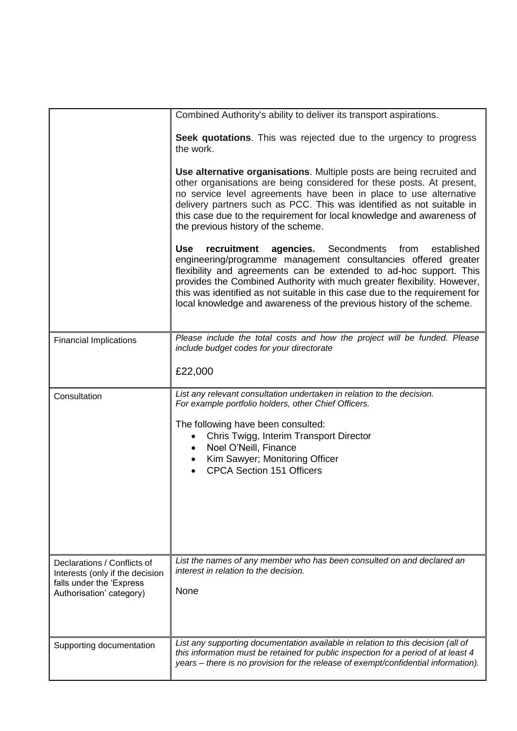| | |
|---|---|
| | Combined Authority's ability to deliver its transport aspirations.<br><br>**Seek quotations**. This was rejected due to the urgency to progress the work.<br><br>**Use alternative organisations**. Multiple posts are being recruited and other organisations are being considered for these posts. At present, no service level agreements have been in place to use alternative delivery partners such as PCC. This was identified as not suitable in this case due to the requirement for local knowledge and awareness of the previous history of the scheme.<br><br>**Use recruitment agencies.** Secondments from established engineering/programme management consultancies offered greater flexibility and agreements can be extended to ad-hoc support. This provides the Combined Authority with much greater flexibility. However, this was identified as not suitable in this case due to the requirement for local knowledge and awareness of the previous history of the scheme. |
| Financial Implications | *Please include the total costs and how the project will be funded. Please include budget codes for your directorate*<br><br>£22,000 |
| Consultation | *List any relevant consultation undertaken in relation to the decision. For example portfolio holders, other Chief Officers.*<br><br>The following have been consulted:<br>• Chris Twigg, Interim Transport Director<br>• Noel O'Neill, Finance<br>• Kim Sawyer; Monitoring Officer<br>• CPCA Section 151 Officers |
| Declarations / Conflicts of Interests (only if the decision falls under the 'Express Authorisation' category) | *List the names of any member who has been consulted on and declared an interest in relation to the decision.*<br><br>None |
| Supporting documentation | *List any supporting documentation available in relation to this decision (all of this information must be retained for public inspection for a period of at least 4 years – there is no provision for the release of exempt/confidential information).* |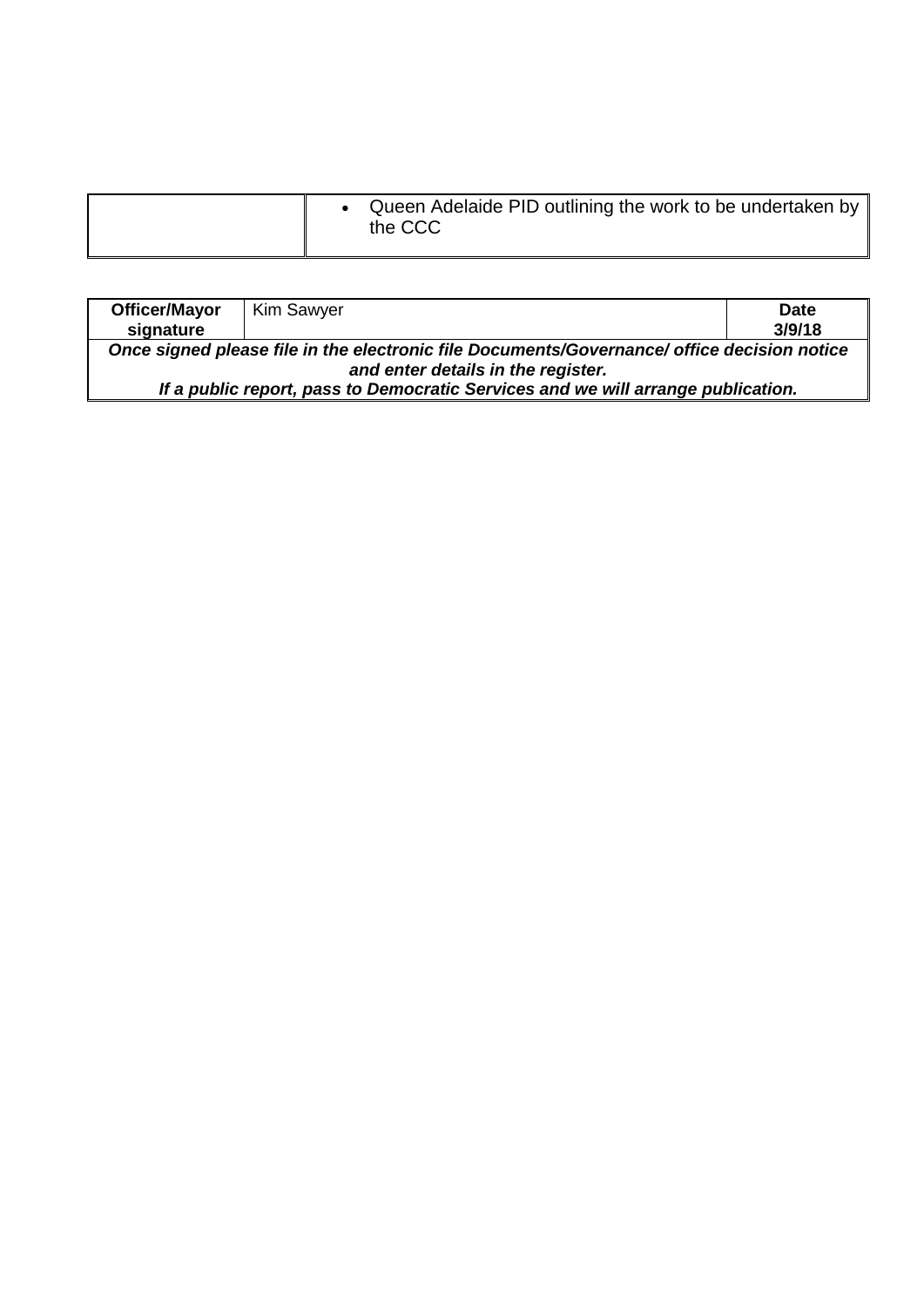| | |
|---|---|
| | • Queen Adelaide PID outlining the work to be undertaken by the CCC |

| | | | |
|---|---|---|---|
| **Officer/Mayor signature** | Kim Sawyer | **Date 3/9/18** | |
| ***Once signed please file in the electronic file Documents/Governance/ office decision notice and enter details in the register.*** | | | |
| ***If a public report, pass to Democratic Services and we will arrange publication.*** | | | |